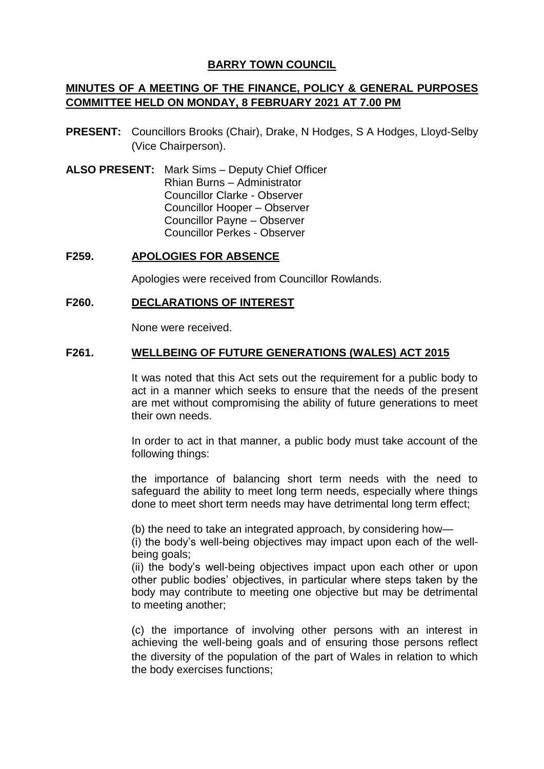# BARRY TOWN COUNCIL

## MINUTES OF A MEETING OF THE FINANCE, POLICY & GENERAL PURPOSES COMMITTEE HELD ON MONDAY, 8 FEBRUARY 2021 AT 7.00 PM

**PRESENT:** Councillors Brooks (Chair), Drake, N Hodges, S A Hodges, Lloyd-Selby (Vice Chairperson).

**ALSO PRESENT:** Mark Sims – Deputy Chief Officer
Rhian Burns – Administrator
Councillor Clarke - Observer
Councillor Hooper – Observer
Councillor Payne – Observer
Councillor Perkes - Observer

### F259. APOLOGIES FOR ABSENCE

Apologies were received from Councillor Rowlands.

### F260. DECLARATIONS OF INTEREST

None were received.

### F261. WELLBEING OF FUTURE GENERATIONS (WALES) ACT 2015

It was noted that this Act sets out the requirement for a public body to act in a manner which seeks to ensure that the needs of the present are met without compromising the ability of future generations to meet their own needs.

In order to act in that manner, a public body must take account of the following things:

the importance of balancing short term needs with the need to safeguard the ability to meet long term needs, especially where things done to meet short term needs may have detrimental long term effect;

(b) the need to take an integrated approach, by considering how—
(i) the body's well-being objectives may impact upon each of the well-being goals;
(ii) the body's well-being objectives impact upon each other or upon other public bodies' objectives, in particular where steps taken by the body may contribute to meeting one objective but may be detrimental to meeting another;

(c) the importance of involving other persons with an interest in achieving the well-being goals and of ensuring those persons reflect the diversity of the population of the part of Wales in relation to which the body exercises functions;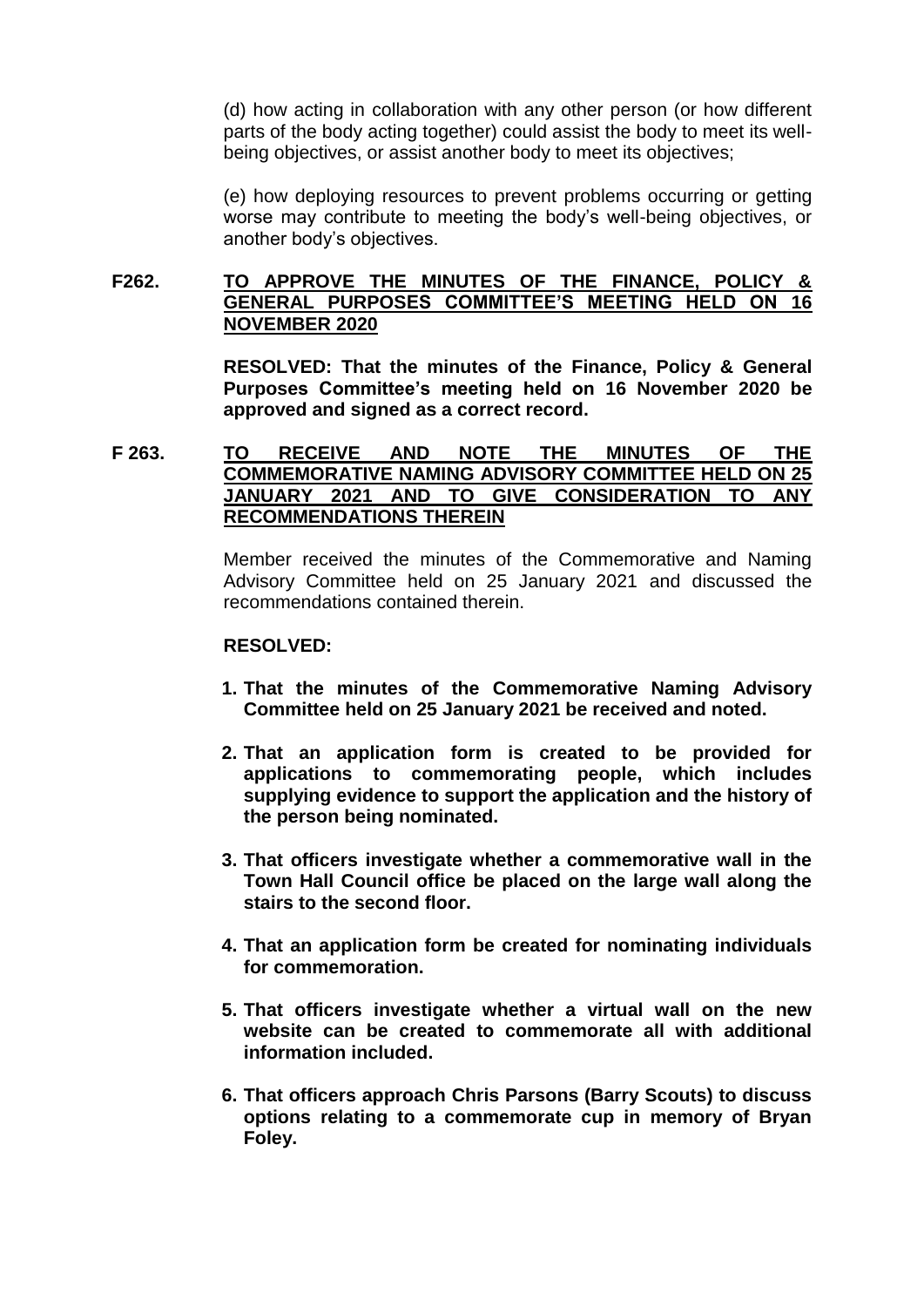(d) how acting in collaboration with any other person (or how different parts of the body acting together) could assist the body to meet its well-being objectives, or assist another body to meet its objectives;

(e) how deploying resources to prevent problems occurring or getting worse may contribute to meeting the body's well-being objectives, or another body's objectives.

## F262. TO APPROVE THE MINUTES OF THE FINANCE, POLICY & GENERAL PURPOSES COMMITTEE'S MEETING HELD ON 16 NOVEMBER 2020

**RESOLVED: That the minutes of the Finance, Policy & General Purposes Committee's meeting held on 16 November 2020 be approved and signed as a correct record.**

## F 263. TO RECEIVE AND NOTE THE MINUTES OF THE COMMEMORATIVE NAMING ADVISORY COMMITTEE HELD ON 25 JANUARY 2021 AND TO GIVE CONSIDERATION TO ANY RECOMMENDATIONS THEREIN

Member received the minutes of the Commemorative and Naming Advisory Committee held on 25 January 2021 and discussed the recommendations contained therein.

**RESOLVED:**

1. **That the minutes of the Commemorative Naming Advisory Committee held on 25 January 2021 be received and noted.**
2. **That an application form is created to be provided for applications to commemorating people, which includes supplying evidence to support the application and the history of the person being nominated.**
3. **That officers investigate whether a commemorative wall in the Town Hall Council office be placed on the large wall along the stairs to the second floor.**
4. **That an application form be created for nominating individuals for commemoration.**
5. **That officers investigate whether a virtual wall on the new website can be created to commemorate all with additional information included.**
6. **That officers approach Chris Parsons (Barry Scouts) to discuss options relating to a commemorate cup in memory of Bryan Foley.**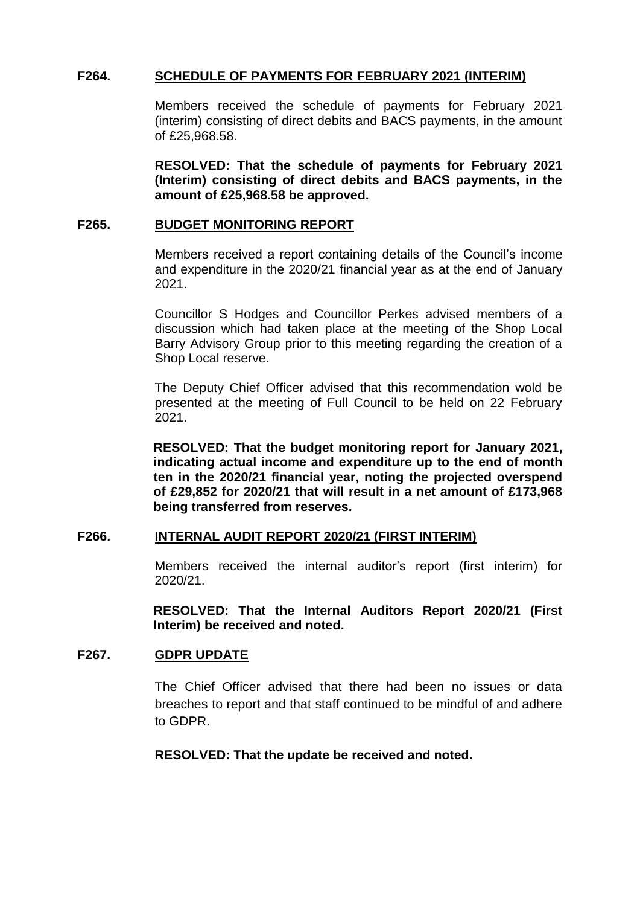## F264. SCHEDULE OF PAYMENTS FOR FEBRUARY 2021 (INTERIM)

Members received the schedule of payments for February 2021 (interim) consisting of direct debits and BACS payments, in the amount of £25,968.58.

**RESOLVED: That the schedule of payments for February 2021 (Interim) consisting of direct debits and BACS payments, in the amount of £25,968.58 be approved.**

## F265. BUDGET MONITORING REPORT

Members received a report containing details of the Council's income and expenditure in the 2020/21 financial year as at the end of January 2021.

Councillor S Hodges and Councillor Perkes advised members of a discussion which had taken place at the meeting of the Shop Local Barry Advisory Group prior to this meeting regarding the creation of a Shop Local reserve.

The Deputy Chief Officer advised that this recommendation wold be presented at the meeting of Full Council to be held on 22 February 2021.

**RESOLVED: That the budget monitoring report for January 2021, indicating actual income and expenditure up to the end of month ten in the 2020/21 financial year, noting the projected overspend of £29,852 for 2020/21 that will result in a net amount of £173,968 being transferred from reserves.**

## F266. INTERNAL AUDIT REPORT 2020/21 (FIRST INTERIM)

Members received the internal auditor's report (first interim) for 2020/21.

**RESOLVED: That the Internal Auditors Report 2020/21 (First Interim) be received and noted.**

## F267. GDPR UPDATE

The Chief Officer advised that there had been no issues or data breaches to report and that staff continued to be mindful of and adhere to GDPR.

**RESOLVED: That the update be received and noted.**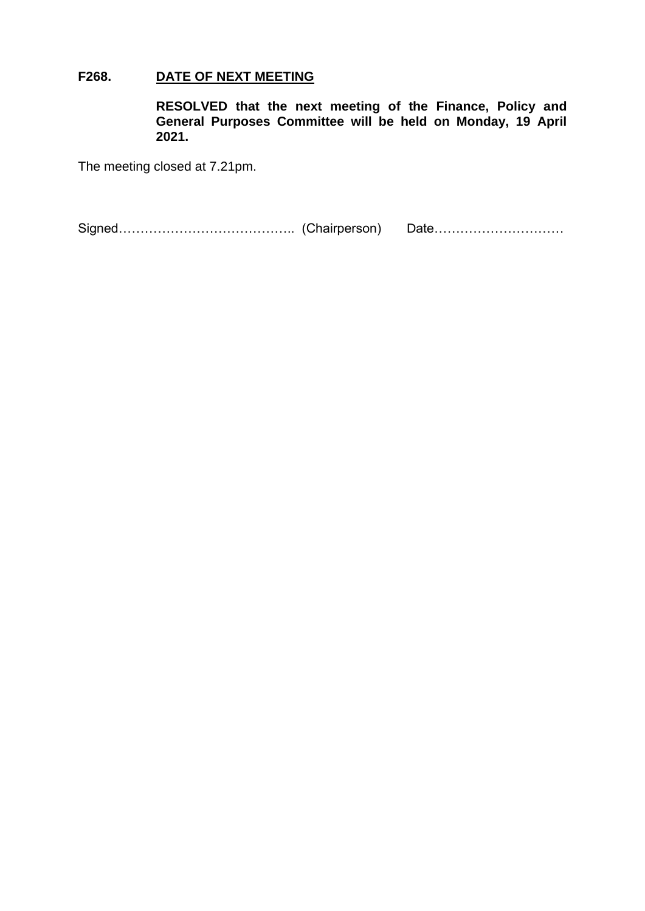**F268. DATE OF NEXT MEETING**

**RESOLVED that the next meeting of the Finance, Policy and General Purposes Committee will be held on Monday, 19 April 2021.**

The meeting closed at 7.21pm.

Signed………………………………….. (Chairperson) Date…………………………